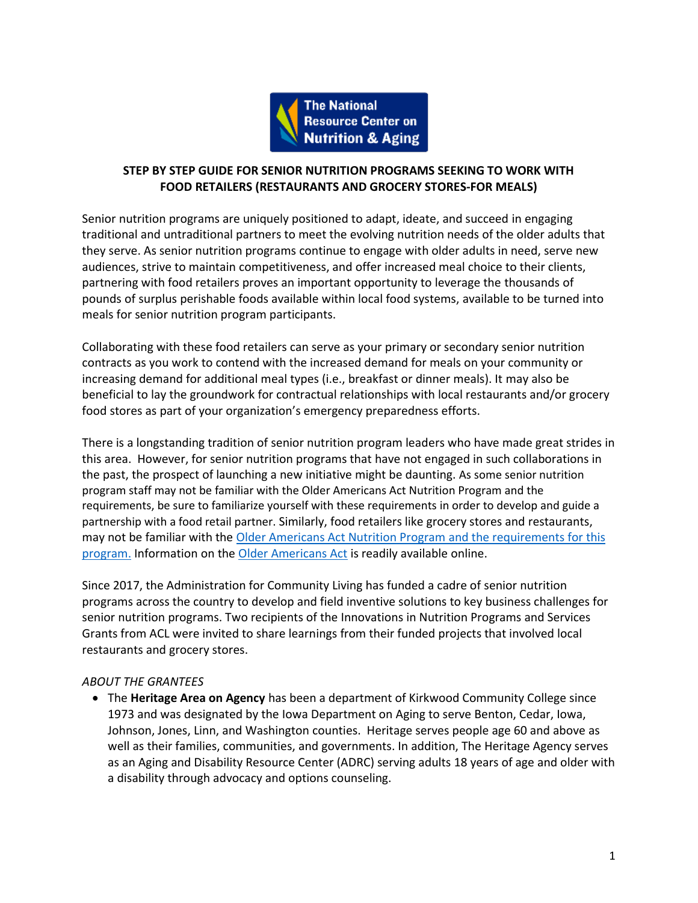The National Resource Center on Nutrition & Aging

# STEP BY STEP GUIDE FOR SENIOR NUTRITION PROGRAMS SEEKING TO WORK WITH FOOD RETAILERS (RESTAURANTS AND GROCERY STORES-FOR MEALS)

Senior nutrition programs are uniquely positioned to adapt, ideate, and succeed in engaging traditional and untraditional partners to meet the evolving nutrition needs of the older adults that they serve. As senior nutrition programs continue to engage with older adults in need, serve new audiences, strive to maintain competitiveness, and offer increased meal choice to their clients, partnering with food retailers proves an important opportunity to leverage the thousands of pounds of surplus perishable foods available within local food systems, available to be turned into meals for senior nutrition program participants.

Collaborating with these food retailers can serve as your primary or secondary senior nutrition contracts as you work to contend with the increased demand for meals on your community or increasing demand for additional meal types (i.e., breakfast or dinner meals). It may also be beneficial to lay the groundwork for contractual relationships with local restaurants and/or grocery food stores as part of your organization's emergency preparedness efforts.

There is a longstanding tradition of senior nutrition program leaders who have made great strides in this area. However, for senior nutrition programs that have not engaged in such collaborations in the past, the prospect of launching a new initiative might be daunting. As some senior nutrition program staff may not be familiar with the Older Americans Act Nutrition Program and the requirements, be sure to familiarize yourself with these requirements in order to develop and guide a partnership with a food retail partner. Similarly, food retailers like grocery stores and restaurants, may not be familiar with the Older Americans Act Nutrition Program and the requirements for this program. Information on the Older Americans Act is readily available online.

Since 2017, the Administration for Community Living has funded a cadre of senior nutrition programs across the country to develop and field inventive solutions to key business challenges for senior nutrition programs. Two recipients of the Innovations in Nutrition Programs and Services Grants from ACL were invited to share learnings from their funded projects that involved local restaurants and grocery stores.

*ABOUT THE GRANTEES*

- The **Heritage Area on Agency** has been a department of Kirkwood Community College since 1973 and was designated by the Iowa Department on Aging to serve Benton, Cedar, Iowa, Johnson, Jones, Linn, and Washington counties. Heritage serves people age 60 and above as well as their families, communities, and governments. In addition, The Heritage Agency serves as an Aging and Disability Resource Center (ADRC) serving adults 18 years of age and older with a disability through advocacy and options counseling.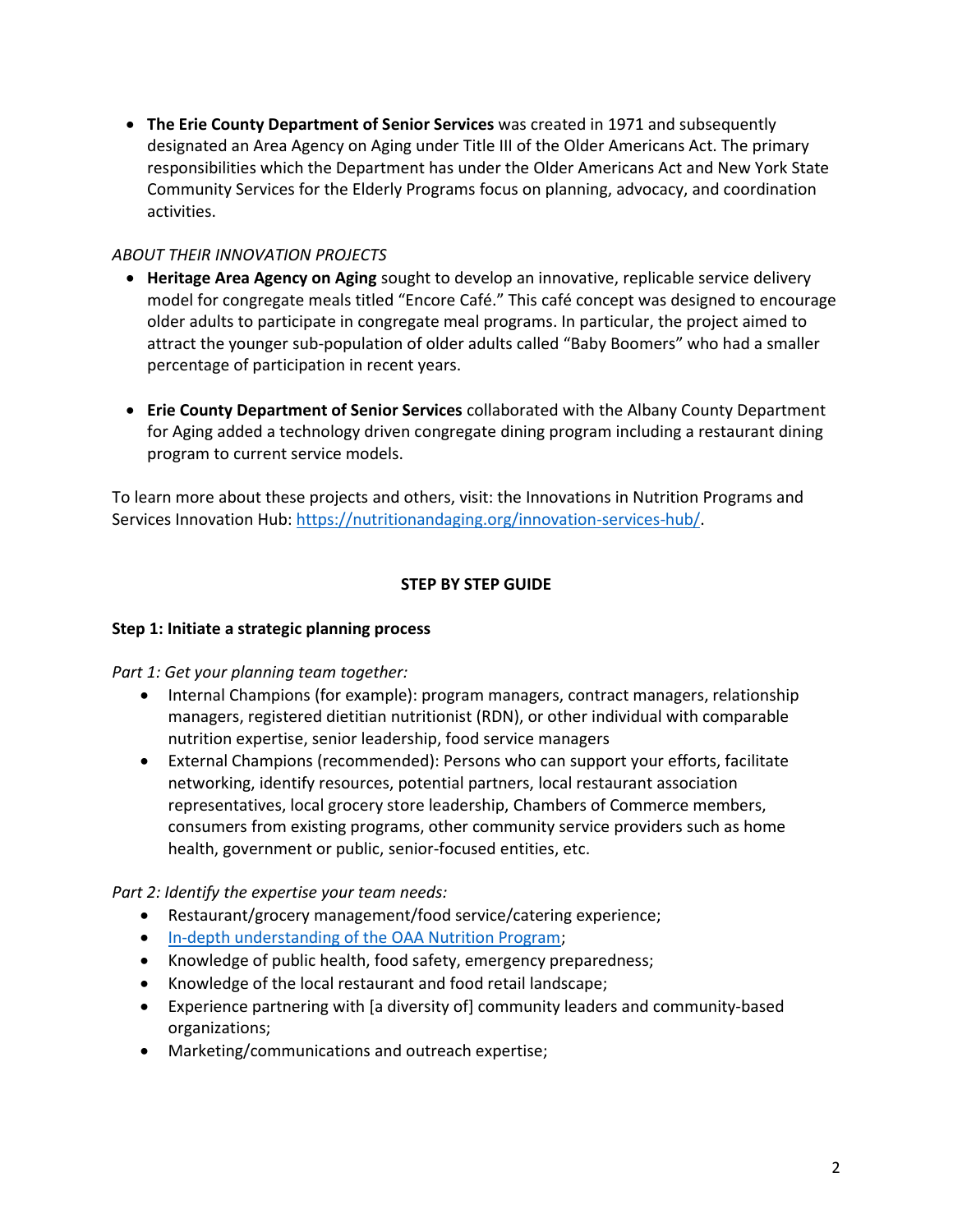- **The Erie County Department of Senior Services** was created in 1971 and subsequently designated an Area Agency on Aging under Title III of the Older Americans Act. The primary responsibilities which the Department has under the Older Americans Act and New York State Community Services for the Elderly Programs focus on planning, advocacy, and coordination activities.

*ABOUT THEIR INNOVATION PROJECTS*

- **Heritage Area Agency on Aging** sought to develop an innovative, replicable service delivery model for congregate meals titled "Encore Café." This café concept was designed to encourage older adults to participate in congregate meal programs. In particular, the project aimed to attract the younger sub-population of older adults called "Baby Boomers" who had a smaller percentage of participation in recent years.

- **Erie County Department of Senior Services** collaborated with the Albany County Department for Aging added a technology driven congregate dining program including a restaurant dining program to current service models.

To learn more about these projects and others, visit: the Innovations in Nutrition Programs and Services Innovation Hub: [https://nutritionandaging.org/innovation-services-hub/](https://nutritionandaging.org/innovation-services-hub/).

## STEP BY STEP GUIDE

### Step 1: Initiate a strategic planning process

*Part 1: Get your planning team together:*

- Internal Champions (for example): program managers, contract managers, relationship managers, registered dietitian nutritionist (RDN), or other individual with comparable nutrition expertise, senior leadership, food service managers
- External Champions (recommended): Persons who can support your efforts, facilitate networking, identify resources, potential partners, local restaurant association representatives, local grocery store leadership, Chambers of Commerce members, consumers from existing programs, other community service providers such as home health, government or public, senior-focused entities, etc.

*Part 2: Identify the expertise your team needs:*

- Restaurant/grocery management/food service/catering experience;
- In-depth understanding of the OAA Nutrition Program;
- Knowledge of public health, food safety, emergency preparedness;
- Knowledge of the local restaurant and food retail landscape;
- Experience partnering with [a diversity of] community leaders and community-based organizations;
- Marketing/communications and outreach expertise;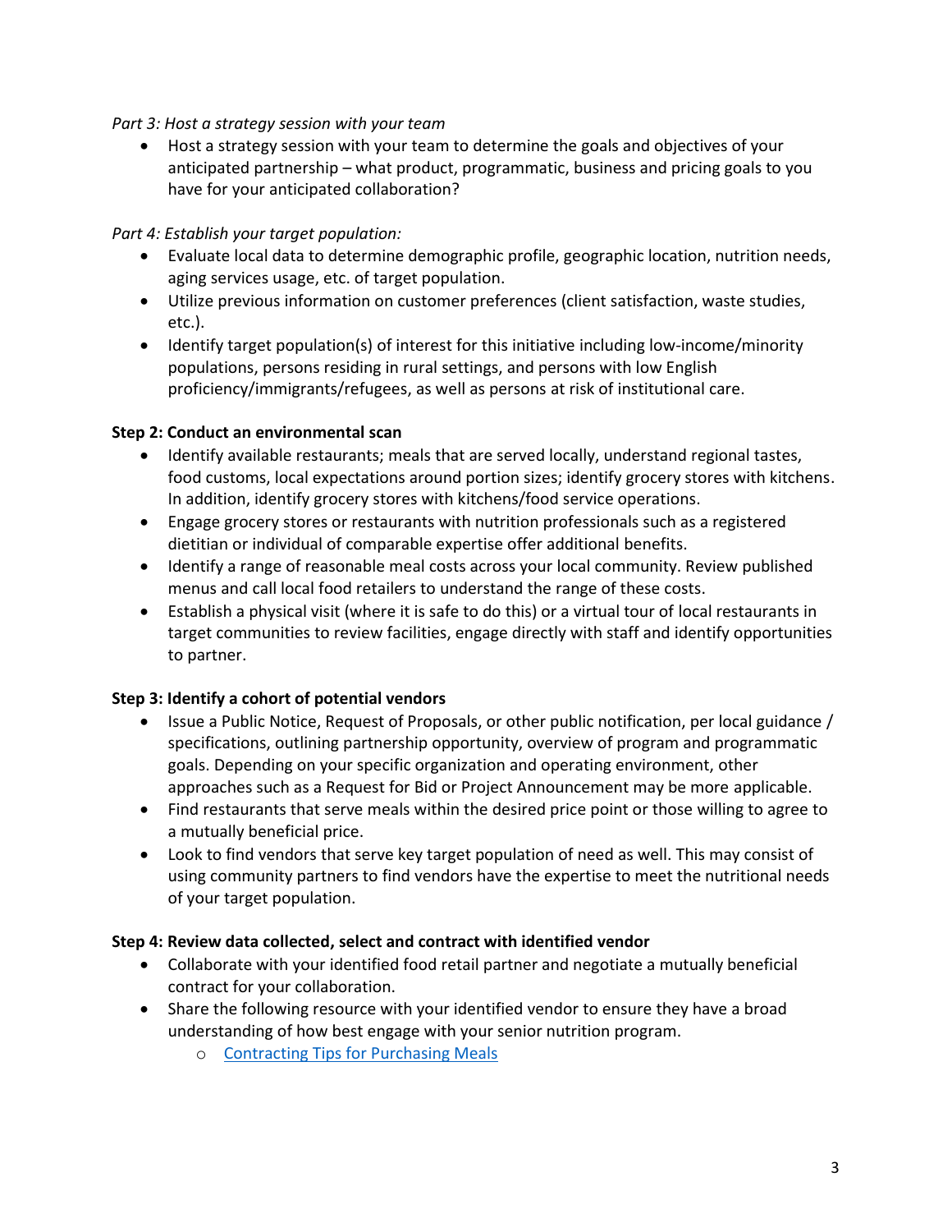*Part 3: Host a strategy session with your team*

- Host a strategy session with your team to determine the goals and objectives of your anticipated partnership – what product, programmatic, business and pricing goals to you have for your anticipated collaboration?

*Part 4: Establish your target population:*

- Evaluate local data to determine demographic profile, geographic location, nutrition needs, aging services usage, etc. of target population.
- Utilize previous information on customer preferences (client satisfaction, waste studies, etc.).
- Identify target population(s) of interest for this initiative including low-income/minority populations, persons residing in rural settings, and persons with low English proficiency/immigrants/refugees, as well as persons at risk of institutional care.

**Step 2: Conduct an environmental scan**

- Identify available restaurants; meals that are served locally, understand regional tastes, food customs, local expectations around portion sizes; identify grocery stores with kitchens. In addition, identify grocery stores with kitchens/food service operations.
- Engage grocery stores or restaurants with nutrition professionals such as a registered dietitian or individual of comparable expertise offer additional benefits.
- Identify a range of reasonable meal costs across your local community. Review published menus and call local food retailers to understand the range of these costs.
- Establish a physical visit (where it is safe to do this) or a virtual tour of local restaurants in target communities to review facilities, engage directly with staff and identify opportunities to partner.

**Step 3: Identify a cohort of potential vendors**

- Issue a Public Notice, Request of Proposals, or other public notification, per local guidance / specifications, outlining partnership opportunity, overview of program and programmatic goals. Depending on your specific organization and operating environment, other approaches such as a Request for Bid or Project Announcement may be more applicable.
- Find restaurants that serve meals within the desired price point or those willing to agree to a mutually beneficial price.
- Look to find vendors that serve key target population of need as well. This may consist of using community partners to find vendors have the expertise to meet the nutritional needs of your target population.

**Step 4: Review data collected, select and contract with identified vendor**

- Collaborate with your identified food retail partner and negotiate a mutually beneficial contract for your collaboration.
- Share the following resource with your identified vendor to ensure they have a broad understanding of how best engage with your senior nutrition program.
    - Contracting Tips for Purchasing Meals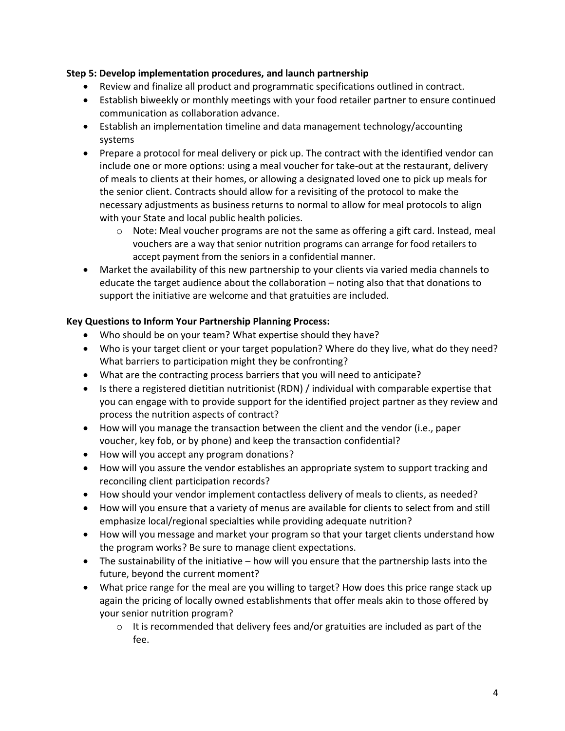**Step 5: Develop implementation procedures, and launch partnership**

- Review and finalize all product and programmatic specifications outlined in contract.
- Establish biweekly or monthly meetings with your food retailer partner to ensure continued communication as collaboration advance.
- Establish an implementation timeline and data management technology/accounting systems
- Prepare a protocol for meal delivery or pick up. The contract with the identified vendor can include one or more options: using a meal voucher for take-out at the restaurant, delivery of meals to clients at their homes, or allowing a designated loved one to pick up meals for the senior client. Contracts should allow for a revisiting of the protocol to make the necessary adjustments as business returns to normal to allow for meal protocols to align with your State and local public health policies.
  - Note: Meal voucher programs are not the same as offering a gift card. Instead, meal vouchers are a way that senior nutrition programs can arrange for food retailers to accept payment from the seniors in a confidential manner.
- Market the availability of this new partnership to your clients via varied media channels to educate the target audience about the collaboration – noting also that that donations to support the initiative are welcome and that gratuities are included.

**Key Questions to Inform Your Partnership Planning Process:**

- Who should be on your team? What expertise should they have?
- Who is your target client or your target population? Where do they live, what do they need? What barriers to participation might they be confronting?
- What are the contracting process barriers that you will need to anticipate?
- Is there a registered dietitian nutritionist (RDN) / individual with comparable expertise that you can engage with to provide support for the identified project partner as they review and process the nutrition aspects of contract?
- How will you manage the transaction between the client and the vendor (i.e., paper voucher, key fob, or by phone) and keep the transaction confidential?
- How will you accept any program donations?
- How will you assure the vendor establishes an appropriate system to support tracking and reconciling client participation records?
- How should your vendor implement contactless delivery of meals to clients, as needed?
- How will you ensure that a variety of menus are available for clients to select from and still emphasize local/regional specialties while providing adequate nutrition?
- How will you message and market your program so that your target clients understand how the program works? Be sure to manage client expectations.
- The sustainability of the initiative – how will you ensure that the partnership lasts into the future, beyond the current moment?
- What price range for the meal are you willing to target? How does this price range stack up again the pricing of locally owned establishments that offer meals akin to those offered by your senior nutrition program?
  - It is recommended that delivery fees and/or gratuities are included as part of the fee.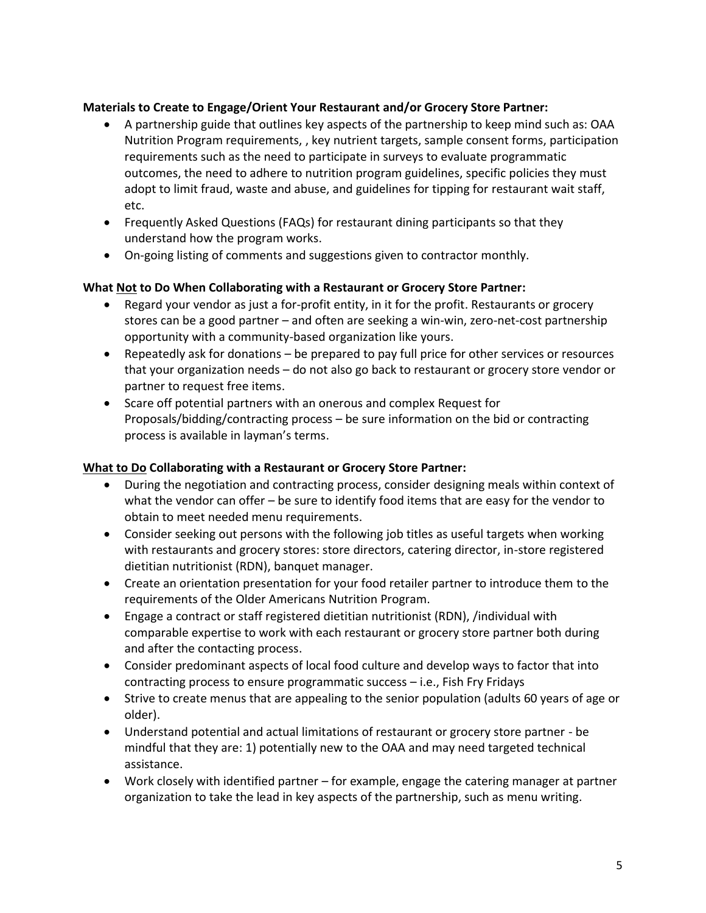**Materials to Create to Engage/Orient Your Restaurant and/or Grocery Store Partner:**

- A partnership guide that outlines key aspects of the partnership to keep mind such as: OAA Nutrition Program requirements, , key nutrient targets, sample consent forms, participation requirements such as the need to participate in surveys to evaluate programmatic outcomes, the need to adhere to nutrition program guidelines, specific policies they must adopt to limit fraud, waste and abuse, and guidelines for tipping for restaurant wait staff, etc.
- Frequently Asked Questions (FAQs) for restaurant dining participants so that they understand how the program works.
- On-going listing of comments and suggestions given to contractor monthly.

**What <u>Not</u> to Do When Collaborating with a Restaurant or Grocery Store Partner:**

- Regard your vendor as just a for-profit entity, in it for the profit. Restaurants or grocery stores can be a good partner – and often are seeking a win-win, zero-net-cost partnership opportunity with a community-based organization like yours.
- Repeatedly ask for donations – be prepared to pay full price for other services or resources that your organization needs – do not also go back to restaurant or grocery store vendor or partner to request free items.
- Scare off potential partners with an onerous and complex Request for Proposals/bidding/contracting process – be sure information on the bid or contracting process is available in layman's terms.

**<u>What to Do</u> Collaborating with a Restaurant or Grocery Store Partner:**

- During the negotiation and contracting process, consider designing meals within context of what the vendor can offer – be sure to identify food items that are easy for the vendor to obtain to meet needed menu requirements.
- Consider seeking out persons with the following job titles as useful targets when working with restaurants and grocery stores: store directors, catering director, in-store registered dietitian nutritionist (RDN), banquet manager.
- Create an orientation presentation for your food retailer partner to introduce them to the requirements of the Older Americans Nutrition Program.
- Engage a contract or staff registered dietitian nutritionist (RDN), /individual with comparable expertise to work with each restaurant or grocery store partner both during and after the contacting process.
- Consider predominant aspects of local food culture and develop ways to factor that into contracting process to ensure programmatic success – i.e., Fish Fry Fridays
- Strive to create menus that are appealing to the senior population (adults 60 years of age or older).
- Understand potential and actual limitations of restaurant or grocery store partner - be mindful that they are: 1) potentially new to the OAA and may need targeted technical assistance.
- Work closely with identified partner – for example, engage the catering manager at partner organization to take the lead in key aspects of the partnership, such as menu writing.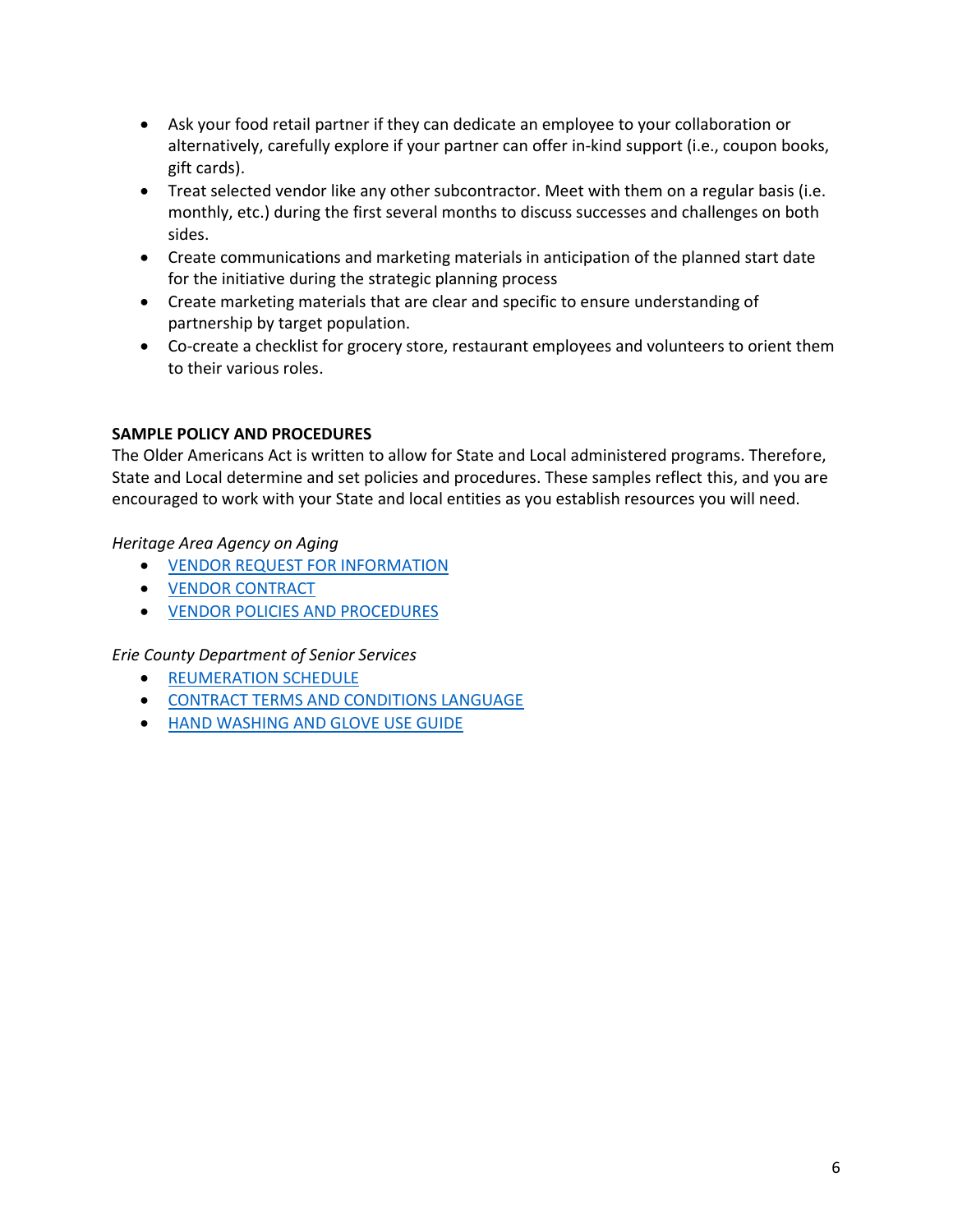- Ask your food retail partner if they can dedicate an employee to your collaboration or alternatively, carefully explore if your partner can offer in-kind support (i.e., coupon books, gift cards).
- Treat selected vendor like any other subcontractor. Meet with them on a regular basis (i.e. monthly, etc.) during the first several months to discuss successes and challenges on both sides.
- Create communications and marketing materials in anticipation of the planned start date for the initiative during the strategic planning process
- Create marketing materials that are clear and specific to ensure understanding of partnership by target population.
- Co-create a checklist for grocery store, restaurant employees and volunteers to orient them to their various roles.

**SAMPLE POLICY AND PROCEDURES**

The Older Americans Act is written to allow for State and Local administered programs. Therefore, State and Local determine and set policies and procedures. These samples reflect this, and you are encouraged to work with your State and local entities as you establish resources you will need.

*Heritage Area Agency on Aging*

- VENDOR REQUEST FOR INFORMATION
- VENDOR CONTRACT
- VENDOR POLICIES AND PROCEDURES

*Erie County Department of Senior Services*

- REUMERATION SCHEDULE
- CONTRACT TERMS AND CONDITIONS LANGUAGE
- HAND WASHING AND GLOVE USE GUIDE